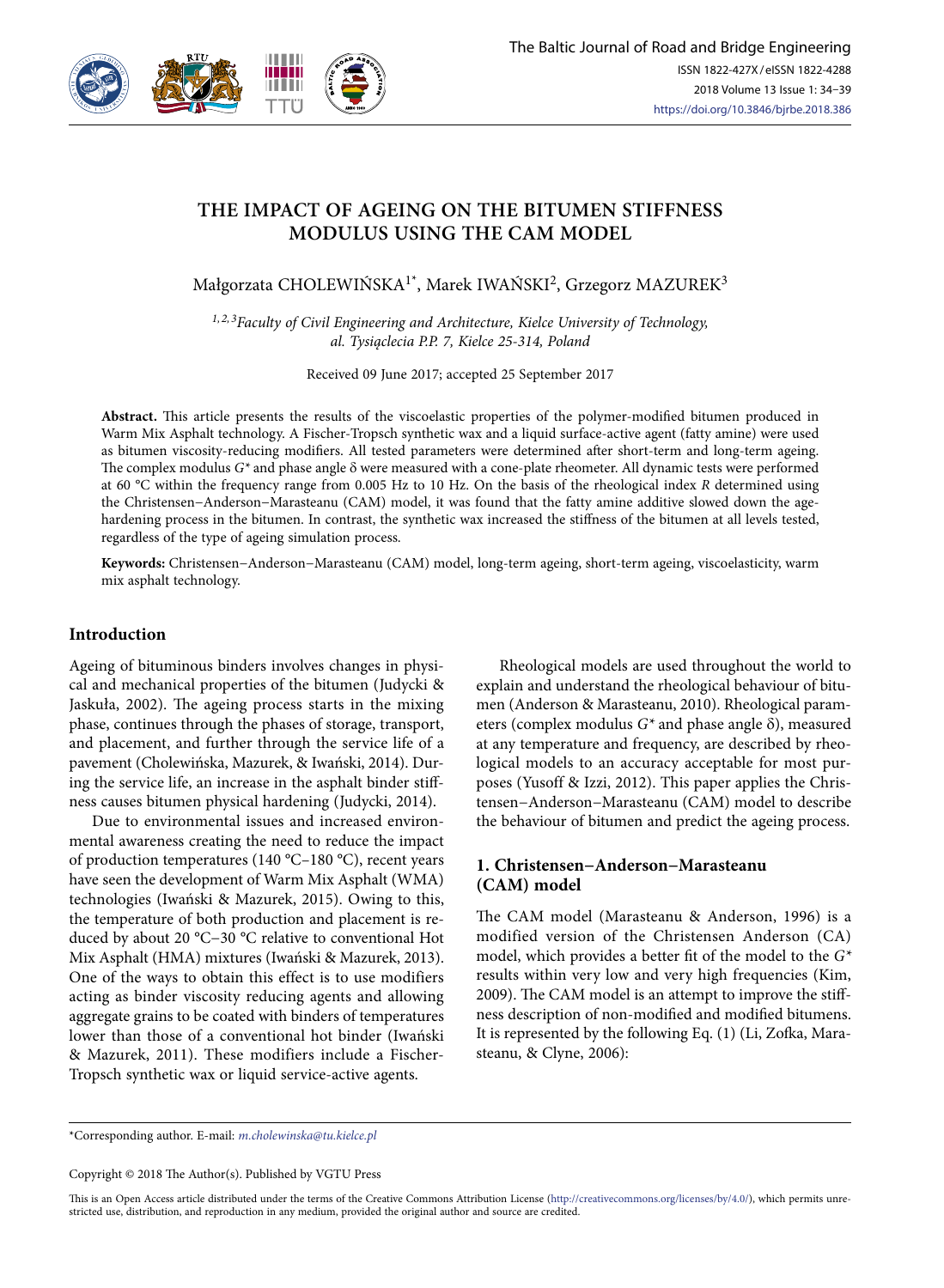# THE IMPACT OF AGEING ON THE BITUMEN STIFFNESS MODULUS USING THE CAM MODEL

Małgorzata CHOLEWIŃSKA[1*], Marek IWAŃSKI[2], Grzegorz MAZUREK[3]

[1, 2, 3]*Faculty of Civil Engineering and Architecture, Kielce University of Technology, al. Tysiąclecia P.P. 7, Kielce 25-314, Poland*

Received 09 June 2017; accepted 25 September 2017

**Abstract.** This article presents the results of the viscoelastic properties of the polymer-modified bitumen produced in Warm Mix Asphalt technology. A Fischer-Tropsch synthetic wax and a liquid surface-active agent (fatty amine) were used as bitumen viscosity-reducing modifiers. All tested parameters were determined after short-term and long-term ageing. The complex modulus $G^*$ and phase angle δ were measured with a cone-plate rheometer. All dynamic tests were performed at 60 °C within the frequency range from 0.005 Hz to 10 Hz. On the basis of the rheological index $R$ determined using the Christensen–Anderson–Marasteanu (CAM) model, it was found that the fatty amine additive slowed down the age-hardening process in the bitumen. In contrast, the synthetic wax increased the stiffness of the bitumen at all levels tested, regardless of the type of ageing simulation process.

**Keywords:** Christensen–Anderson–Marasteanu (CAM) model, long-term ageing, short-term ageing, viscoelasticity, warm mix asphalt technology.

## Introduction

Ageing of bituminous binders involves changes in physical and mechanical properties of the bitumen (Judycki & Jaskuła, 2002). The ageing process starts in the mixing phase, continues through the phases of storage, transport, and placement, and further through the service life of a pavement (Cholewińska, Mazurek, & Iwański, 2014). During the service life, an increase in the asphalt binder stiffness causes bitumen physical hardening (Judycki, 2014).

Due to environmental issues and increased environmental awareness creating the need to reduce the impact of production temperatures (140 °C–180 °C), recent years have seen the development of Warm Mix Asphalt (WMA) technologies (Iwański & Mazurek, 2015). Owing to this, the temperature of both production and placement is reduced by about 20 °C–30 °C relative to conventional Hot Mix Asphalt (HMA) mixtures (Iwański & Mazurek, 2013). One of the ways to obtain this effect is to use modifiers acting as binder viscosity reducing agents and allowing aggregate grains to be coated with binders of temperatures lower than those of a conventional hot binder (Iwański & Mazurek, 2011). These modifiers include a Fischer-Tropsch synthetic wax or liquid service-active agents.

Rheological models are used throughout the world to explain and understand the rheological behaviour of bitumen (Anderson & Marasteanu, 2010). Rheological parameters (complex modulus $G^*$ and phase angle δ), measured at any temperature and frequency, are described by rheological models to an accuracy acceptable for most purposes (Yusoff & Izzi, 2012). This paper applies the Christensen–Anderson–Marasteanu (CAM) model to describe the behaviour of bitumen and predict the ageing process.

## 1. Christensen–Anderson–Marasteanu (CAM) model

The CAM model (Marasteanu & Anderson, 1996) is a modified version of the Christensen Anderson (CA) model, which provides a better fit of the model to the $G^*$ results within very low and very high frequencies (Kim, 2009). The CAM model is an attempt to improve the stiffness description of non-modified and modified bitumens. It is represented by the following Eq. (1) (Li, Zofka, Marasteanu, & Clyne, 2006):

\*Corresponding author. E-mail: *m.cholewinska@tu.kielce.pl*

Copyright © 2018 The Author(s). Published by VGTU Press

This is an Open Access article distributed under the terms of the Creative Commons Attribution License (http://creativecommons.org/licenses/by/4.0/), which permits unrestricted use, distribution, and reproduction in any medium, provided the original author and source are credited.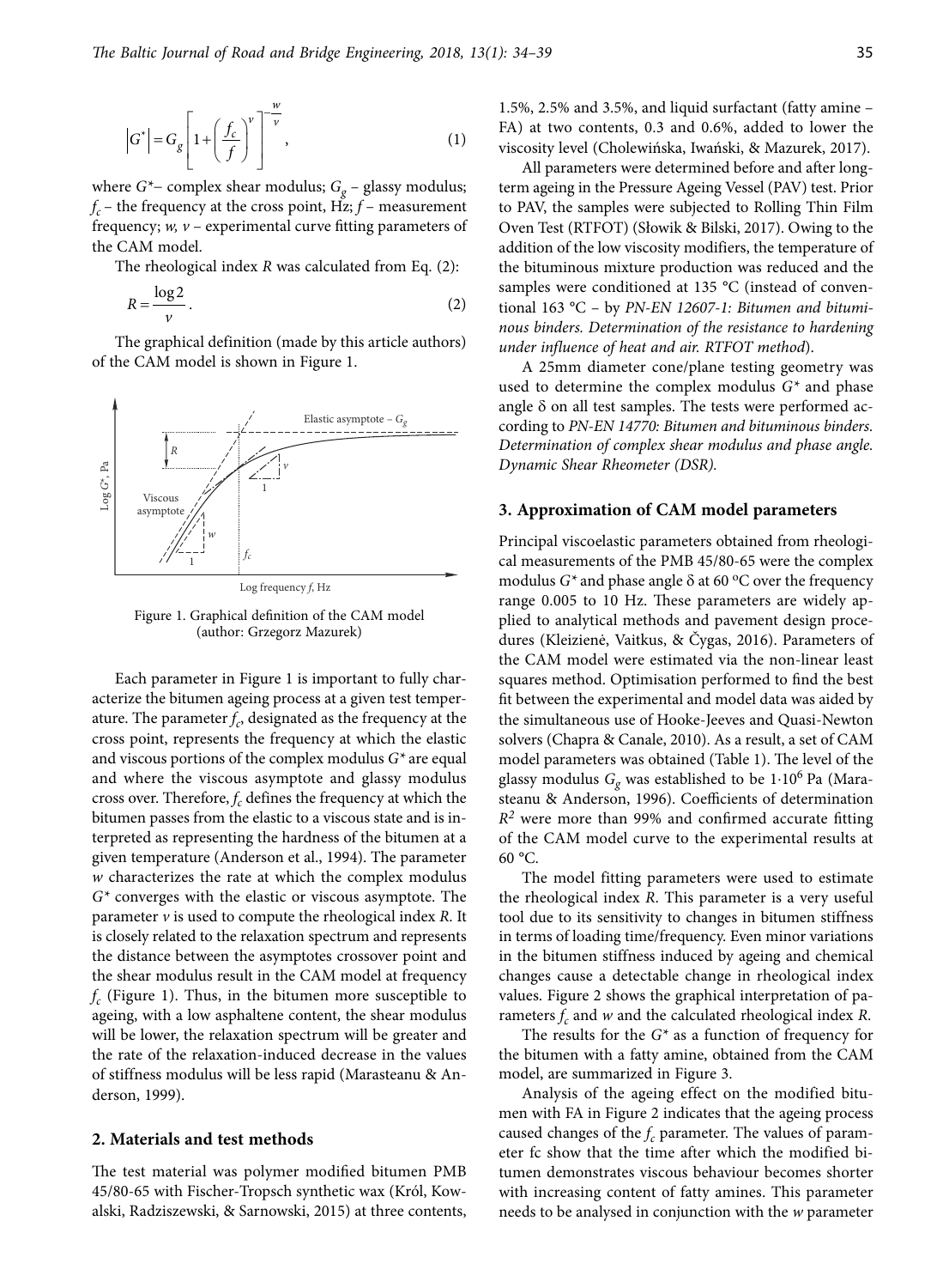$$\left|G^*\right| = G_g\left[1+\left(\frac{f_c}{f}\right)^v\right]^{-\frac{w}{v}}, \tag{1}$$

where $G^*$– complex shear modulus; $G_g$ – glassy modulus; $f_c$ – the frequency at the cross point, Hz; $f$ – measurement frequency; $w$, $v$ – experimental curve fitting parameters of the CAM model.

The rheological index $R$ was calculated from Eq. (2):

$$R = \frac{\log 2}{v}. \tag{2}$$

The graphical definition (made by this article authors) of the CAM model is shown in Figure 1.

Figure 1. Graphical definition of the CAM model (author: Grzegorz Mazurek)

Each parameter in Figure 1 is important to fully characterize the bitumen ageing process at a given test temperature. The parameter $f_c$, designated as the frequency at the cross point, represents the frequency at which the elastic and viscous portions of the complex modulus $G^*$ are equal and where the viscous asymptote and glassy modulus cross over. Therefore, $f_c$ defines the frequency at which the bitumen passes from the elastic to a viscous state and is interpreted as representing the hardness of the bitumen at a given temperature (Anderson et al., 1994). The parameter $w$ characterizes the rate at which the complex modulus $G^*$ converges with the elastic or viscous asymptote. The parameter $v$ is used to compute the rheological index $R$. It is closely related to the relaxation spectrum and represents the distance between the asymptotes crossover point and the shear modulus result in the CAM model at frequency $f_c$ (Figure 1). Thus, in the bitumen more susceptible to ageing, with a low asphaltene content, the shear modulus will be lower, the relaxation spectrum will be greater and the rate of the relaxation-induced decrease in the values of stiffness modulus will be less rapid (Marasteanu & Anderson, 1999).

## 2. Materials and test methods

The test material was polymer modified bitumen PMB 45/80-65 with Fischer-Tropsch synthetic wax (Król, Kowalski, Radziszewski, & Sarnowski, 2015) at three contents, 1.5%, 2.5% and 3.5%, and liquid surfactant (fatty amine – FA) at two contents, 0.3 and 0.6%, added to lower the viscosity level (Cholewińska, Iwański, & Mazurek, 2017).

All parameters were determined before and after long-term ageing in the Pressure Ageing Vessel (PAV) test. Prior to PAV, the samples were subjected to Rolling Thin Film Oven Test (RTFOT) (Słowik & Bilski, 2017). Owing to the addition of the low viscosity modifiers, the temperature of the bituminous mixture production was reduced and the samples were conditioned at 135 °C (instead of conventional 163 °C – by *PN-EN 12607-1: Bitumen and bituminous binders. Determination of the resistance to hardening under influence of heat and air. RTFOT method*).

A 25mm diameter cone/plane testing geometry was used to determine the complex modulus $G^*$ and phase angle $\delta$ on all test samples. The tests were performed according to *PN-EN 14770: Bitumen and bituminous binders. Determination of complex shear modulus and phase angle. Dynamic Shear Rheometer (DSR).*

## 3. Approximation of CAM model parameters

Principal viscoelastic parameters obtained from rheological measurements of the PMB 45/80-65 were the complex modulus $G^*$ and phase angle $\delta$ at 60 °C over the frequency range 0.005 to 10 Hz. These parameters are widely applied to analytical methods and pavement design procedures (Kleizienė, Vaitkus, & Čygas, 2016). Parameters of the CAM model were estimated via the non-linear least squares method. Optimisation performed to find the best fit between the experimental and model data was aided by the simultaneous use of Hooke-Jeeves and Quasi-Newton solvers (Chapra & Canale, 2010). As a result, a set of CAM model parameters was obtained (Table 1). The level of the glassy modulus $G_g$ was established to be $1 \cdot 10^6$ Pa (Marasteanu & Anderson, 1996). Coefficients of determination $R^2$ were more than 99% and confirmed accurate fitting of the CAM model curve to the experimental results at 60 °C.

The model fitting parameters were used to estimate the rheological index $R$. This parameter is a very useful tool due to its sensitivity to changes in bitumen stiffness in terms of loading time/frequency. Even minor variations in the bitumen stiffness induced by ageing and chemical changes cause a detectable change in rheological index values. Figure 2 shows the graphical interpretation of parameters $f_c$ and $w$ and the calculated rheological index $R$.

The results for the $G^*$ as a function of frequency for the bitumen with a fatty amine, obtained from the CAM model, are summarized in Figure 3.

Analysis of the ageing effect on the modified bitumen with FA in Figure 2 indicates that the ageing process caused changes of the $f_c$ parameter. The values of parameter fc show that the time after which the modified bitumen demonstrates viscous behaviour becomes shorter with increasing content of fatty amines. This parameter needs to be analysed in conjunction with the $w$ parameter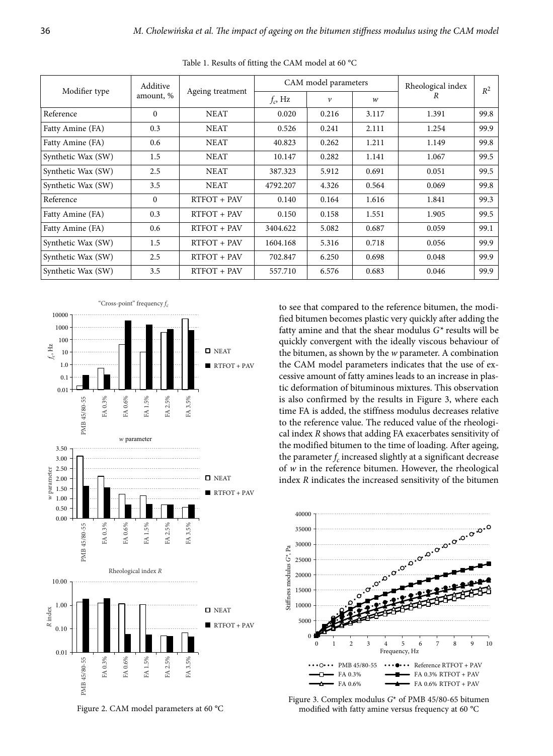Table 1. Results of fitting the CAM model at 60 °C

| Modifier type | Additive amount, % | Ageing treatment | CAM model parameters | | | Rheological index $R$ | $R^2$ |
|---|---|---|---|---|---|---|---|
| | | | $f_c$, Hz | $v$ | $w$ | | |
| Reference | 0 | NEAT | 0.020 | 0.216 | 3.117 | 1.391 | 99.8 |
| Fatty Amine (FA) | 0.3 | NEAT | 0.526 | 0.241 | 2.111 | 1.254 | 99.9 |
| Fatty Amine (FA) | 0.6 | NEAT | 40.823 | 0.262 | 1.211 | 1.149 | 99.8 |
| Synthetic Wax (SW) | 1.5 | NEAT | 10.147 | 0.282 | 1.141 | 1.067 | 99.5 |
| Synthetic Wax (SW) | 2.5 | NEAT | 387.323 | 5.912 | 0.691 | 0.051 | 99.5 |
| Synthetic Wax (SW) | 3.5 | NEAT | 4792.207 | 4.326 | 0.564 | 0.069 | 99.8 |
| Reference | 0 | RTFOT + PAV | 0.140 | 0.164 | 1.616 | 1.841 | 99.3 |
| Fatty Amine (FA) | 0.3 | RTFOT + PAV | 0.150 | 0.158 | 1.551 | 1.905 | 99.5 |
| Fatty Amine (FA) | 0.6 | RTFOT + PAV | 3404.622 | 5.082 | 0.687 | 0.059 | 99.1 |
| Synthetic Wax (SW) | 1.5 | RTFOT + PAV | 1604.168 | 5.316 | 0.718 | 0.056 | 99.9 |
| Synthetic Wax (SW) | 2.5 | RTFOT + PAV | 702.847 | 6.250 | 0.698 | 0.048 | 99.9 |
| Synthetic Wax (SW) | 3.5 | RTFOT + PAV | 557.710 | 6.576 | 0.683 | 0.046 | 99.9 |

Figure 2. CAM model parameters at 60 °C

to see that compared to the reference bitumen, the modified bitumen becomes plastic very quickly after adding the fatty amine and that the shear modulus $G^*$ results will be quickly convergent with the ideally viscous behaviour of the bitumen, as shown by the $w$ parameter. A combination the CAM model parameters indicates that the use of excessive amount of fatty amines leads to an increase in plastic deformation of bituminous mixtures. This observation is also confirmed by the results in Figure 3, where each time FA is added, the stiffness modulus decreases relative to the reference value. The reduced value of the rheological index $R$ shows that adding FA exacerbates sensitivity of the modified bitumen to the time of loading. After ageing, the parameter $f_c$ increased slightly at a significant decrease of $w$ in the reference bitumen. However, the rheological index $R$ indicates the increased sensitivity of the bitumen

Figure 3. Complex modulus $G^*$ of PMB 45/80-65 bitumen modified with fatty amine versus frequency at 60 °C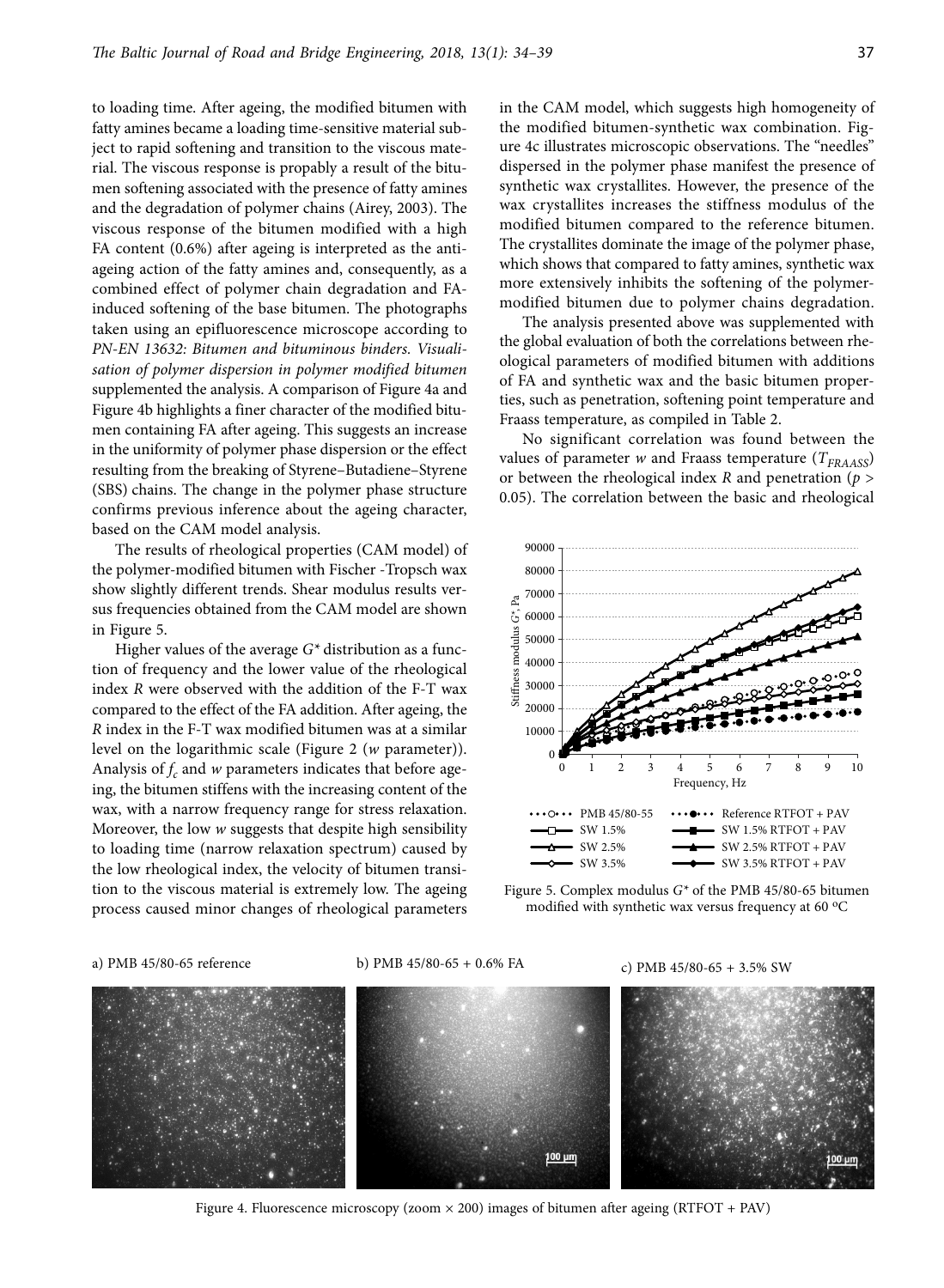to loading time. After ageing, the modified bitumen with fatty amines became a loading time-sensitive material subject to rapid softening and transition to the viscous material. The viscous response is propably a result of the bitumen softening associated with the presence of fatty amines and the degradation of polymer chains (Airey, 2003). The viscous response of the bitumen modified with a high FA content (0.6%) after ageing is interpreted as the anti-ageing action of the fatty amines and, consequently, as a combined effect of polymer chain degradation and FA-induced softening of the base bitumen. The photographs taken using an epifluorescence microscope according to *PN-EN 13632: Bitumen and bituminous binders. Visualisation of polymer dispersion in polymer modified bitumen* supplemented the analysis. A comparison of Figure 4a and Figure 4b highlights a finer character of the modified bitumen containing FA after ageing. This suggests an increase in the uniformity of polymer phase dispersion or the effect resulting from the breaking of Styrene–Butadiene–Styrene (SBS) chains. The change in the polymer phase structure confirms previous inference about the ageing character, based on the CAM model analysis.

The results of rheological properties (CAM model) of the polymer-modified bitumen with Fischer -Tropsch wax show slightly different trends. Shear modulus results versus frequencies obtained from the CAM model are shown in Figure 5.

Higher values of the average $G^*$ distribution as a function of frequency and the lower value of the rheological index $R$ were observed with the addition of the F-T wax compared to the effect of the FA addition. After ageing, the $R$ index in the F-T wax modified bitumen was at a similar level on the logarithmic scale (Figure 2 ($w$ parameter)). Analysis of $f_c$ and $w$ parameters indicates that before ageing, the bitumen stiffens with the increasing content of the wax, with a narrow frequency range for stress relaxation. Moreover, the low $w$ suggests that despite high sensibility to loading time (narrow relaxation spectrum) caused by the low rheological index, the velocity of bitumen transition to the viscous material is extremely low. The ageing process caused minor changes of rheological parameters in the CAM model, which suggests high homogeneity of the modified bitumen-synthetic wax combination. Figure 4c illustrates microscopic observations. The "needles" dispersed in the polymer phase manifest the presence of synthetic wax crystallites. However, the presence of the wax crystallites increases the stiffness modulus of the modified bitumen compared to the reference bitumen. The crystallites dominate the image of the polymer phase, which shows that compared to fatty amines, synthetic wax more extensively inhibits the softening of the polymer-modified bitumen due to polymer chains degradation.

The analysis presented above was supplemented with the global evaluation of both the correlations between rheological parameters of modified bitumen with additions of FA and synthetic wax and the basic bitumen properties, such as penetration, softening point temperature and Fraass temperature, as compiled in Table 2.

No significant correlation was found between the values of parameter $w$ and Fraass temperature ($T_{FRAASS}$) or between the rheological index $R$ and penetration ($p > 0.05$). The correlation between the basic and rheological

Figure 5. Complex modulus $G^*$ of the PMB 45/80-65 bitumen modified with synthetic wax versus frequency at 60 °C

a) PMB 45/80-65 reference b) PMB 45/80-65 + 0.6% FA c) PMB 45/80-65 + 3.5% SW

Figure 4. Fluorescence microscopy (zoom × 200) images of bitumen after ageing (RTFOT + PAV)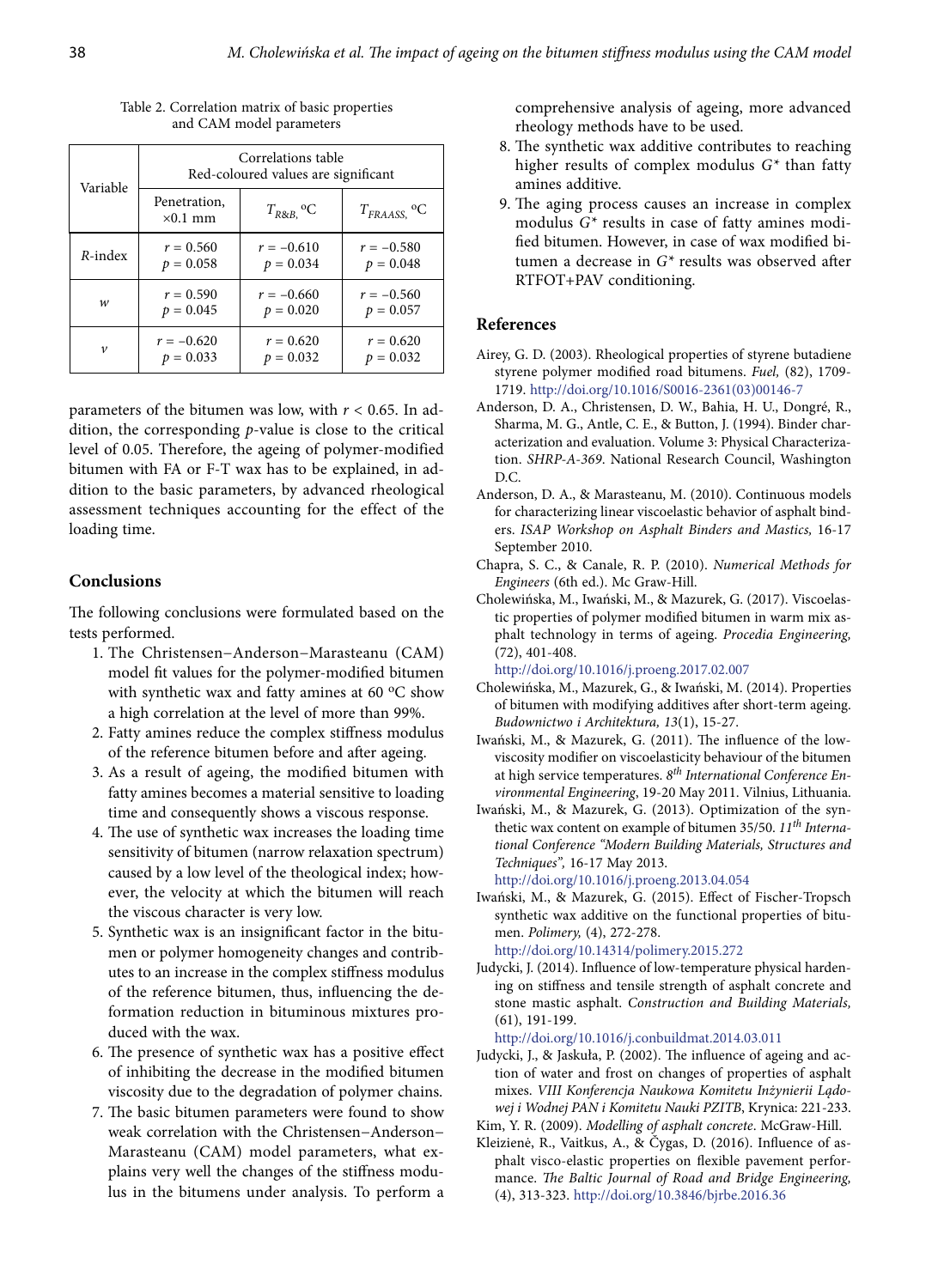Table 2. Correlation matrix of basic properties and CAM model parameters

| Variable | Correlations table Red-coloured values are significant | | |
|---|---|---|---|
| | Penetration, ×0.1 mm | $T_{R\&B}$, °C | $T_{FRAASS}$, °C |
| *R*-index | $r = 0.560$ $p = 0.058$ | $r = -0.610$ $p = 0.034$ | $r = -0.580$ $p = 0.048$ |
| *w* | $r = 0.590$ $p = 0.045$ | $r = -0.660$ $p = 0.020$ | $r = -0.560$ $p = 0.057$ |
| *v* | $r = -0.620$ $p = 0.033$ | $r = 0.620$ $p = 0.032$ | $r = 0.620$ $p = 0.032$ |

parameters of the bitumen was low, with $r < 0.65$. In addition, the corresponding *p*-value is close to the critical level of 0.05. Therefore, the ageing of polymer-modified bitumen with FA or F-T wax has to be explained, in addition to the basic parameters, by advanced rheological assessment techniques accounting for the effect of the loading time.

## Conclusions

The following conclusions were formulated based on the tests performed.

1. The Christensen–Anderson–Marasteanu (CAM) model fit values for the polymer-modified bitumen with synthetic wax and fatty amines at 60 °C show a high correlation at the level of more than 99%.
2. Fatty amines reduce the complex stiffness modulus of the reference bitumen before and after ageing.
3. As a result of ageing, the modified bitumen with fatty amines becomes a material sensitive to loading time and consequently shows a viscous response.
4. The use of synthetic wax increases the loading time sensitivity of bitumen (narrow relaxation spectrum) caused by a low level of the theological index; however, the velocity at which the bitumen will reach the viscous character is very low.
5. Synthetic wax is an insignificant factor in the bitumen or polymer homogeneity changes and contributes to an increase in the complex stiffness modulus of the reference bitumen, thus, influencing the deformation reduction in bituminous mixtures produced with the wax.
6. The presence of synthetic wax has a positive effect of inhibiting the decrease in the modified bitumen viscosity due to the degradation of polymer chains.
7. The basic bitumen parameters were found to show weak correlation with the Christensen–Anderson–Marasteanu (CAM) model parameters, what explains very well the changes of the stiffness modulus in the bitumens under analysis. To perform a comprehensive analysis of ageing, more advanced rheology methods have to be used.
8. The synthetic wax additive contributes to reaching higher results of complex modulus $G^*$ than fatty amines additive.
9. The aging process causes an increase in complex modulus $G^*$ results in case of fatty amines modified bitumen. However, in case of wax modified bitumen a decrease in $G^*$ results was observed after RTFOT+PAV conditioning.

## References

Airey, G. D. (2003). Rheological properties of styrene butadiene styrene polymer modified road bitumens. *Fuel,* (82), 1709-1719. http://doi.org/10.1016/S0016-2361(03)00146-7

Anderson, D. A., Christensen, D. W., Bahia, H. U., Dongré, R., Sharma, M. G., Antle, C. E., & Button, J. (1994). Binder characterization and evaluation. Volume 3: Physical Characterization. *SHRP-A-369*. National Research Council, Washington D.C.

Anderson, D. A., & Marasteanu, M. (2010). Continuous models for characterizing linear viscoelastic behavior of asphalt binders. *ISAP Workshop on Asphalt Binders and Mastics,* 16-17 September 2010.

Chapra, S. C., & Canale, R. P. (2010). *Numerical Methods for Engineers* (6th ed.). Mc Graw-Hill.

Cholewińska, M., Iwański, M., & Mazurek, G. (2017). Viscoelastic properties of polymer modified bitumen in warm mix asphalt technology in terms of ageing. *Procedia Engineering,* (72), 401-408. http://doi.org/10.1016/j.proeng.2017.02.007

Cholewińska, M., Mazurek, G., & Iwański, M. (2014). Properties of bitumen with modifying additives after short-term ageing. *Budownictwo i Architektura, 13*(1), 15-27.

Iwański, M., & Mazurek, G. (2011). The influence of the low-viscosity modifier on viscoelasticity behaviour of the bitumen at high service temperatures. *8th International Conference Environmental Engineering*, 19-20 May 2011. Vilnius, Lithuania.

Iwański, M., & Mazurek, G. (2013). Optimization of the synthetic wax content on example of bitumen 35/50. *11th International Conference "Modern Building Materials, Structures and Techniques",* 16-17 May 2013. http://doi.org/10.1016/j.proeng.2013.04.054

Iwański, M., & Mazurek, G. (2015). Effect of Fischer-Tropsch synthetic wax additive on the functional properties of bitumen. *Polimery,* (4), 272-278. http://doi.org/10.14314/polimery.2015.272

Judycki, J. (2014). Influence of low-temperature physical hardening on stiffness and tensile strength of asphalt concrete and stone mastic asphalt. *Construction and Building Materials,* (61), 191-199. http://doi.org/10.1016/j.conbuildmat.2014.03.011

Judycki, J., & Jaskuła, P. (2002). The influence of ageing and action of water and frost on changes of properties of asphalt mixes. *VIII Konferencja Naukowa Komitetu Inżynierii Lądowej i Wodnej PAN i Komitetu Nauki PZITB*, Krynica: 221-233.

Kim, Y. R. (2009). *Modelling of asphalt concrete*. McGraw-Hill.

Kleizienė, R., Vaitkus, A., & Čygas, D. (2016). Influence of asphalt visco-elastic properties on flexible pavement performance. *The Baltic Journal of Road and Bridge Engineering,* (4), 313-323. http://doi.org/10.3846/bjrbe.2016.36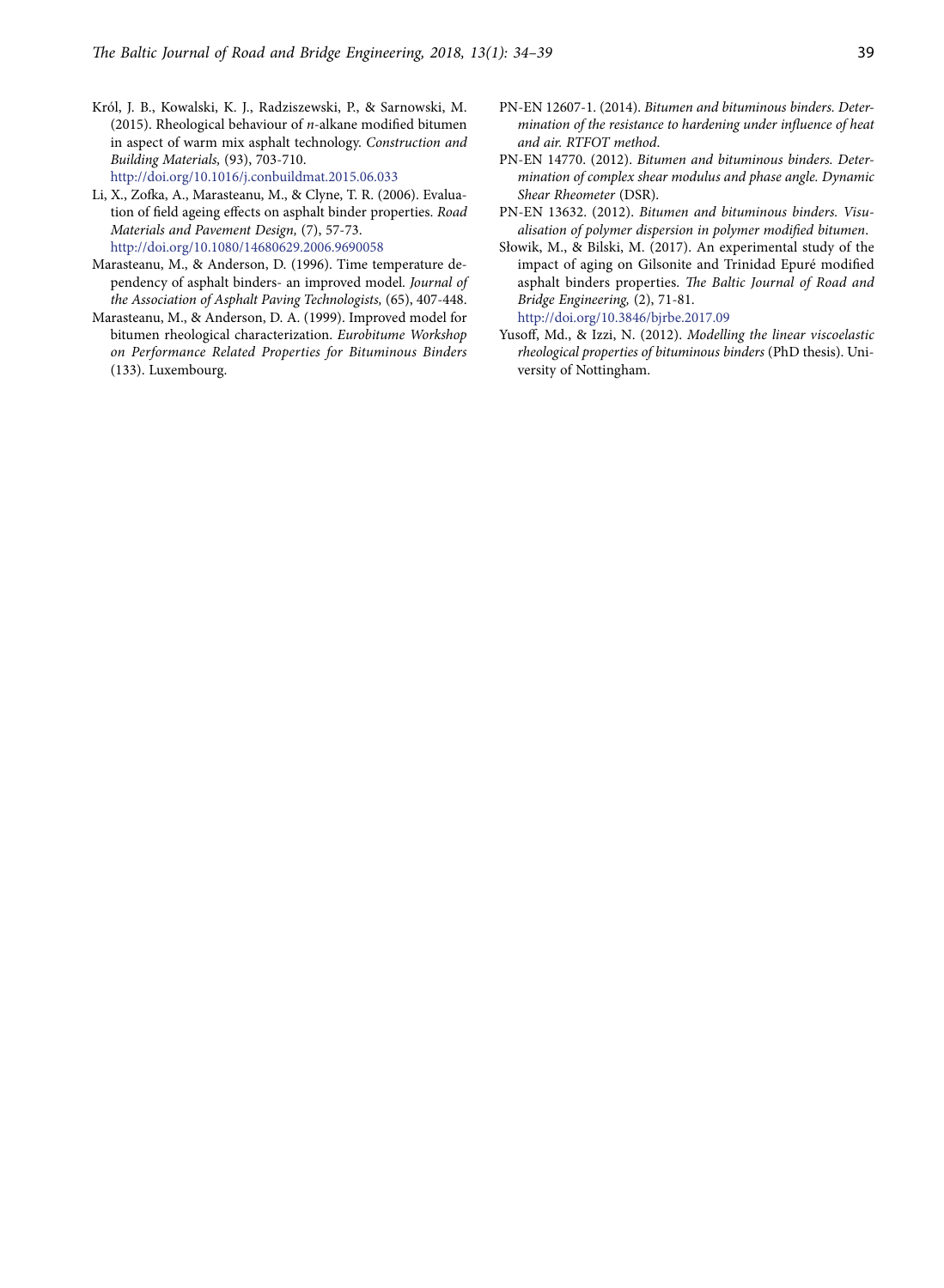Król, J. B., Kowalski, K. J., Radziszewski, P., & Sarnowski, M. (2015). Rheological behaviour of *n*-alkane modified bitumen in aspect of warm mix asphalt technology. *Construction and Building Materials,* (93), 703-710. http://doi.org/10.1016/j.conbuildmat.2015.06.033

Li, X., Zofka, A., Marasteanu, M., & Clyne, T. R. (2006). Evaluation of field ageing effects on asphalt binder properties. *Road Materials and Pavement Design,* (7), 57-73. http://doi.org/10.1080/14680629.2006.9690058

Marasteanu, M., & Anderson, D. (1996). Time temperature dependency of asphalt binders- an improved model. *Journal of the Association of Asphalt Paving Technologists,* (65), 407-448.

Marasteanu, M., & Anderson, D. A. (1999). Improved model for bitumen rheological characterization. *Eurobitume Workshop on Performance Related Properties for Bituminous Binders* (133). Luxembourg.

PN-EN 12607-1. (2014). *Bitumen and bituminous binders. Determination of the resistance to hardening under influence of heat and air. RTFOT method*.

PN-EN 14770. (2012). *Bitumen and bituminous binders. Determination of complex shear modulus and phase angle. Dynamic Shear Rheometer* (DSR).

PN-EN 13632. (2012). *Bitumen and bituminous binders. Visualisation of polymer dispersion in polymer modified bitumen*.

Słowik, M., & Bilski, M. (2017). An experimental study of the impact of aging on Gilsonite and Trinidad Epuré modified asphalt binders properties. *The Baltic Journal of Road and Bridge Engineering,* (2), 71-81. http://doi.org/10.3846/bjrbe.2017.09

Yusoff, Md., & Izzi, N. (2012). *Modelling the linear viscoelastic rheological properties of bituminous binders* (PhD thesis). University of Nottingham.